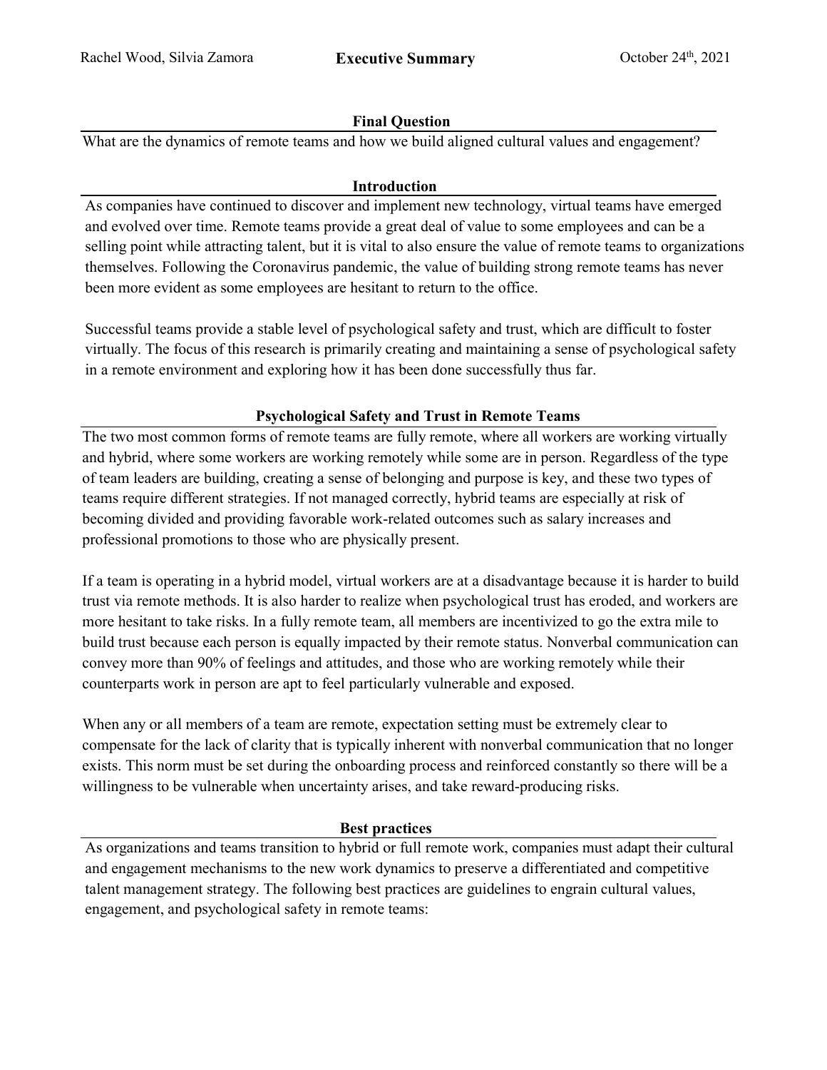Rachel Wood, Silvia Zamora

# Executive Summary

October 24th, 2021

## Final Question

What are the dynamics of remote teams and how we build aligned cultural values and engagement?

## Introduction

As companies have continued to discover and implement new technology, virtual teams have emerged and evolved over time. Remote teams provide a great deal of value to some employees and can be a selling point while attracting talent, but it is vital to also ensure the value of remote teams to organizations themselves. Following the Coronavirus pandemic, the value of building strong remote teams has never been more evident as some employees are hesitant to return to the office.

Successful teams provide a stable level of psychological safety and trust, which are difficult to foster virtually. The focus of this research is primarily creating and maintaining a sense of psychological safety in a remote environment and exploring how it has been done successfully thus far.

## Psychological Safety and Trust in Remote Teams

The two most common forms of remote teams are fully remote, where all workers are working virtually and hybrid, where some workers are working remotely while some are in person. Regardless of the type of team leaders are building, creating a sense of belonging and purpose is key, and these two types of teams require different strategies. If not managed correctly, hybrid teams are especially at risk of becoming divided and providing favorable work-related outcomes such as salary increases and professional promotions to those who are physically present.

If a team is operating in a hybrid model, virtual workers are at a disadvantage because it is harder to build trust via remote methods. It is also harder to realize when psychological trust has eroded, and workers are more hesitant to take risks. In a fully remote team, all members are incentivized to go the extra mile to build trust because each person is equally impacted by their remote status. Nonverbal communication can convey more than 90% of feelings and attitudes, and those who are working remotely while their counterparts work in person are apt to feel particularly vulnerable and exposed.

When any or all members of a team are remote, expectation setting must be extremely clear to compensate for the lack of clarity that is typically inherent with nonverbal communication that no longer exists. This norm must be set during the onboarding process and reinforced constantly so there will be a willingness to be vulnerable when uncertainty arises, and take reward-producing risks.

## Best practices

As organizations and teams transition to hybrid or full remote work, companies must adapt their cultural and engagement mechanisms to the new work dynamics to preserve a differentiated and competitive talent management strategy. The following best practices are guidelines to engrain cultural values, engagement, and psychological safety in remote teams: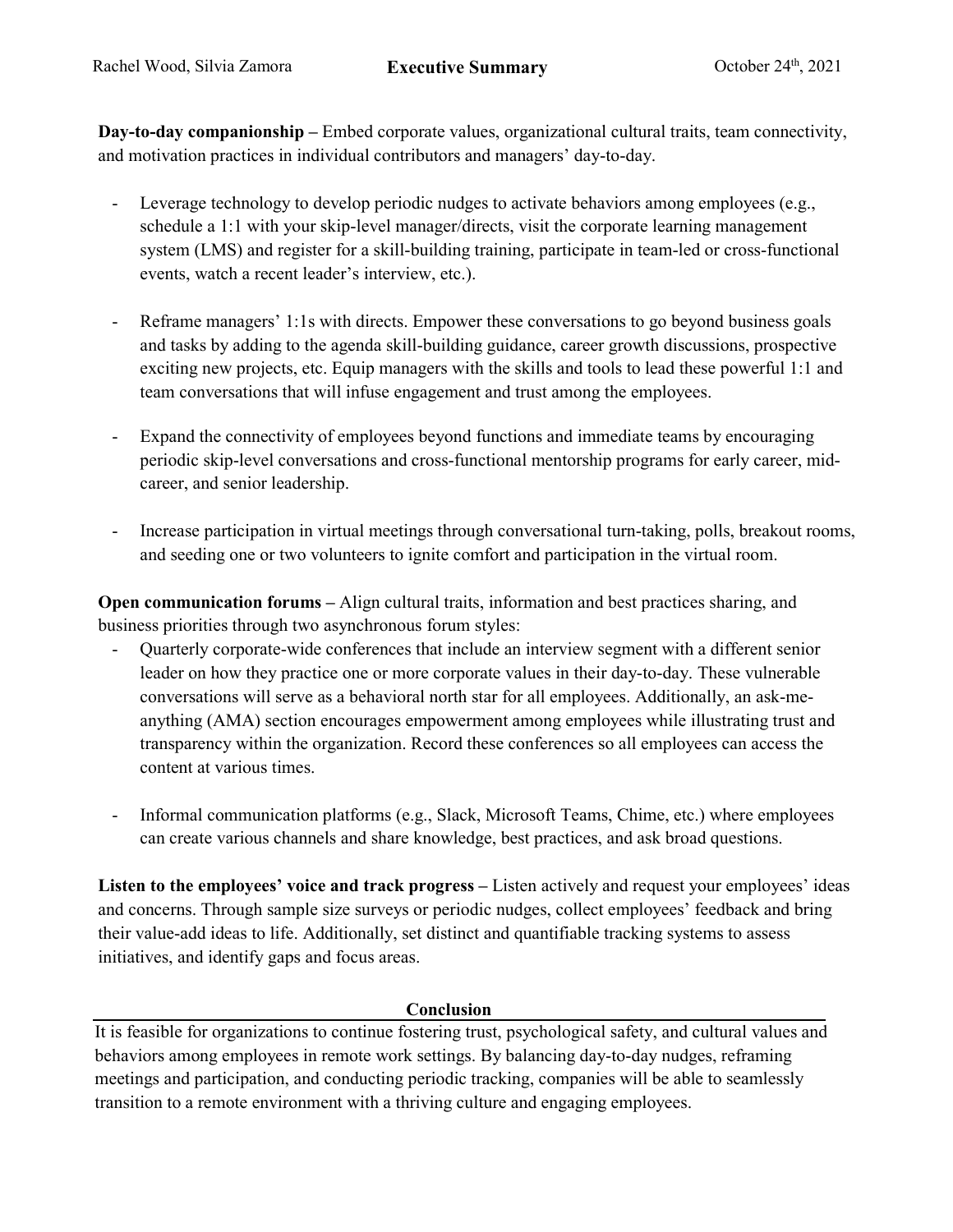**Day-to-day companionship –** Embed corporate values, organizational cultural traits, team connectivity, and motivation practices in individual contributors and managers' day-to-day.

- Leverage technology to develop periodic nudges to activate behaviors among employees (e.g., schedule a 1:1 with your skip-level manager/directs, visit the corporate learning management system (LMS) and register for a skill-building training, participate in team-led or cross-functional events, watch a recent leader's interview, etc.).

- Reframe managers' 1:1s with directs. Empower these conversations to go beyond business goals and tasks by adding to the agenda skill-building guidance, career growth discussions, prospective exciting new projects, etc. Equip managers with the skills and tools to lead these powerful 1:1 and team conversations that will infuse engagement and trust among the employees.

- Expand the connectivity of employees beyond functions and immediate teams by encouraging periodic skip-level conversations and cross-functional mentorship programs for early career, mid-career, and senior leadership.

- Increase participation in virtual meetings through conversational turn-taking, polls, breakout rooms, and seeding one or two volunteers to ignite comfort and participation in the virtual room.

**Open communication forums –** Align cultural traits, information and best practices sharing, and business priorities through two asynchronous forum styles:

- Quarterly corporate-wide conferences that include an interview segment with a different senior leader on how they practice one or more corporate values in their day-to-day. These vulnerable conversations will serve as a behavioral north star for all employees. Additionally, an ask-me-anything (AMA) section encourages empowerment among employees while illustrating trust and transparency within the organization. Record these conferences so all employees can access the content at various times.

- Informal communication platforms (e.g., Slack, Microsoft Teams, Chime, etc.) where employees can create various channels and share knowledge, best practices, and ask broad questions.

**Listen to the employees' voice and track progress –** Listen actively and request your employees' ideas and concerns. Through sample size surveys or periodic nudges, collect employees' feedback and bring their value-add ideas to life. Additionally, set distinct and quantifiable tracking systems to assess initiatives, and identify gaps and focus areas.

## Conclusion

It is feasible for organizations to continue fostering trust, psychological safety, and cultural values and behaviors among employees in remote work settings. By balancing day-to-day nudges, reframing meetings and participation, and conducting periodic tracking, companies will be able to seamlessly transition to a remote environment with a thriving culture and engaging employees.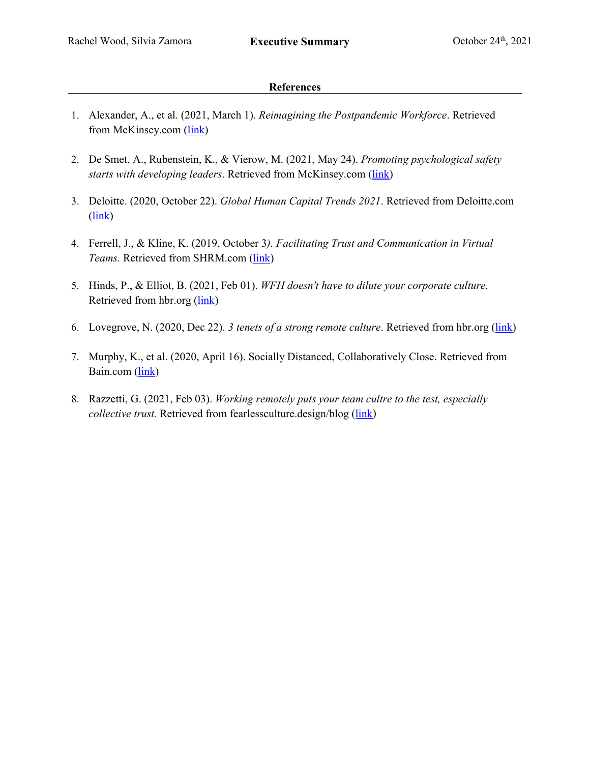## References

1. Alexander, A., et al. (2021, March 1). *Reimagining the Postpandemic Workforce*. Retrieved from McKinsey.com (link)

2. De Smet, A., Rubenstein, K., & Vierow, M. (2021, May 24). *Promoting psychological safety starts with developing leaders*. Retrieved from McKinsey.com (link)

3. Deloitte. (2020, October 22). *Global Human Capital Trends 2021*. Retrieved from Deloitte.com (link)

4. Ferrell, J., & Kline, K. (2019, October 3*). Facilitating Trust and Communication in Virtual Teams.* Retrieved from SHRM.com (link)

5. Hinds, P., & Elliot, B. (2021, Feb 01). *WFH doesn't have to dilute your corporate culture.* Retrieved from hbr.org (link)

6. Lovegrove, N. (2020, Dec 22). *3 tenets of a strong remote culture*. Retrieved from hbr.org (link)

7. Murphy, K., et al. (2020, April 16). Socially Distanced, Collaboratively Close. Retrieved from Bain.com (link)

8. Razzetti, G. (2021, Feb 03). *Working remotely puts your team cultre to the test, especially collective trust.* Retrieved from fearlessculture.design/blog (link)